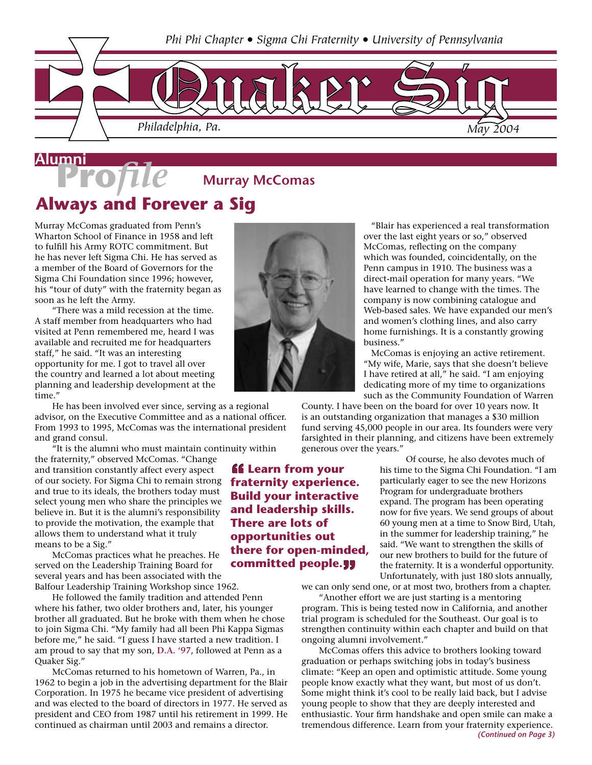Phi Phi Chapter • Sigma Chi Fraternity • University of Pennsylvania

# Quaker Sig

*Philadelphia, Pa.* *May 2004*

## Alumni Profile

**Murray McComas**

## Always and Forever a Sig

Murray McComas graduated from Penn's Wharton School of Finance in 1958 and left to fulfill his Army ROTC commitment. But he has never left Sigma Chi. He has served as a member of the Board of Governors for the Sigma Chi Foundation since 1996; however, his "tour of duty" with the fraternity began as soon as he left the Army.

"There was a mild recession at the time. A staff member from headquarters who had visited at Penn remembered me, heard I was available and recruited me for headquarters staff," he said. "It was an interesting opportunity for me. I got to travel all over the country and learned a lot about meeting planning and leadership development at the time."

He has been involved ever since, serving as a regional advisor, on the Executive Committee and as a national officer. From 1993 to 1995, McComas was the international president and grand consul.

"It is the alumni who must maintain continuity within the fraternity," observed McComas. "Change and transition constantly affect every aspect of our society. For Sigma Chi to remain strong and true to its ideals, the brothers today must select young men who share the principles we believe in. But it is the alumni's responsibility to provide the motivation, the example that allows them to understand what it truly means to be a Sig."

McComas practices what he preaches. He served on the Leadership Training Board for several years and has been associated with the Balfour Leadership Training Workshop since 1962.

He followed the family tradition and attended Penn where his father, two older brothers and, later, his younger brother all graduated. But he broke with them when he chose to join Sigma Chi. "My family had all been Phi Kappa Sigmas before me," he said. "I guess I have started a new tradition. I am proud to say that my son, **D.A. '97**, followed at Penn as a Quaker Sig."

McComas returned to his hometown of Warren, Pa., in 1962 to begin a job in the advertising department for the Blair Corporation. In 1975 he became vice president of advertising and was elected to the board of directors in 1977. He served as president and CEO from 1987 until his retirement in 1999. He continued as chairman until 2003 and remains a director.

> **"Learn from your fraternity experience. Build your interactive and leadership skills. There are lots of opportunities out there for open-minded, committed people."**

"Blair has experienced a real transformation over the last eight years or so," observed McComas, reflecting on the company which was founded, coincidentally, on the Penn campus in 1910. The business was a direct-mail operation for many years. "We have learned to change with the times. The company is now combining catalogue and Web-based sales. We have expanded our men's and women's clothing lines, and also carry home furnishings. It is a constantly growing business."

McComas is enjoying an active retirement. "My wife, Marie, says that she doesn't believe I have retired at all," he said. "I am enjoying dedicating more of my time to organizations such as the Community Foundation of Warren County. I have been on the board for over 10 years now. It is an outstanding organization that manages a $30 million fund serving 45,000 people in our area. Its founders were very farsighted in their planning, and citizens have been extremely generous over the years."

Of course, he also devotes much of his time to the Sigma Chi Foundation. "I am particularly eager to see the new Horizons Program for undergraduate brothers expand. The program has been operating now for five years. We send groups of about 60 young men at a time to Snow Bird, Utah, in the summer for leadership training," he said. "We want to strengthen the skills of our new brothers to build for the future of the fraternity. It is a wonderful opportunity. Unfortunately, with just 180 slots annually, we can only send one, or at most two, brothers from a chapter.

"Another effort we are just starting is a mentoring program. This is being tested now in California, and another trial program is scheduled for the Southeast. Our goal is to strengthen continuity within each chapter and build on that ongoing alumni involvement."

McComas offers this advice to brothers looking toward graduation or perhaps switching jobs in today's business climate: "Keep an open and optimistic attitude. Some young people know exactly what they want, but most of us don't. Some might think it's cool to be really laid back, but I advise young people to show that they are deeply interested and enthusiastic. Your firm handshake and open smile can make a tremendous difference. Learn from your fraternity experience.

***(Continued on Page 3)***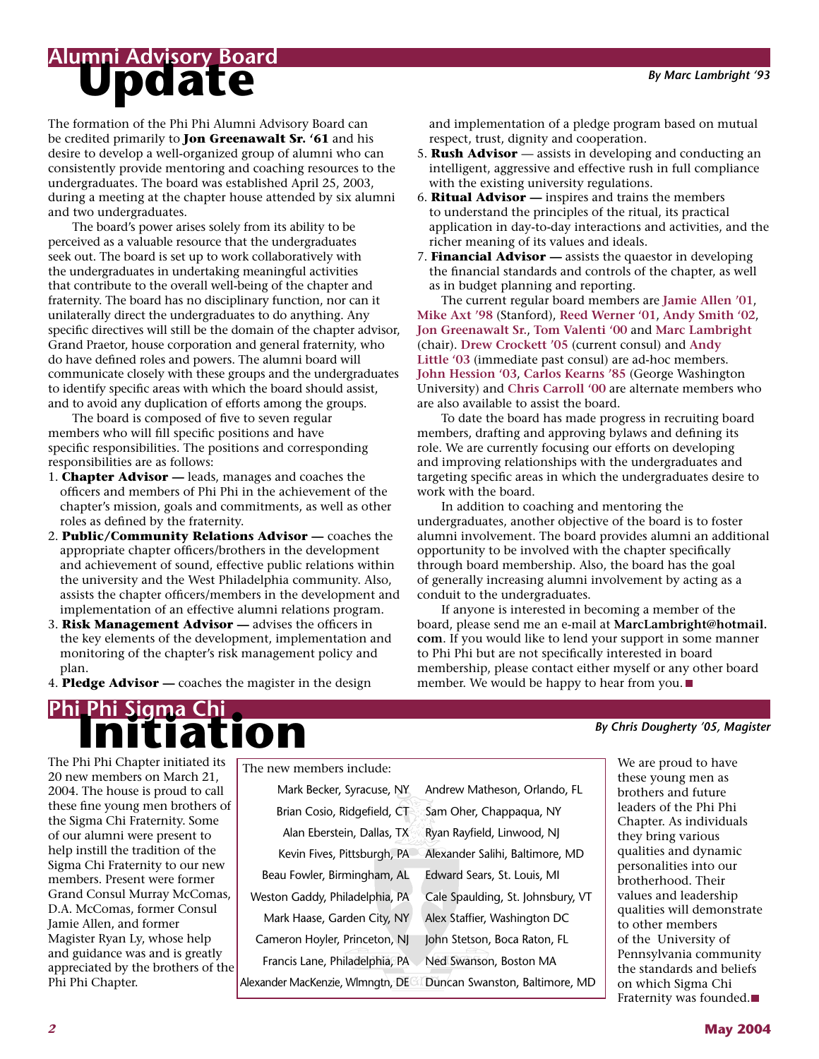# Alumni Advisory Board Update

*By Marc Lambright '93*

The formation of the Phi Phi Alumni Advisory Board can be credited primarily to **Jon Greenawalt Sr. '61** and his desire to develop a well-organized group of alumni who can consistently provide mentoring and coaching resources to the undergraduates. The board was established April 25, 2003, during a meeting at the chapter house attended by six alumni and two undergraduates.

The board's power arises solely from its ability to be perceived as a valuable resource that the undergraduates seek out. The board is set up to work collaboratively with the undergraduates in undertaking meaningful activities that contribute to the overall well-being of the chapter and fraternity. The board has no disciplinary function, nor can it unilaterally direct the undergraduates to do anything. Any specific directives will still be the domain of the chapter advisor, Grand Praetor, house corporation and general fraternity, who do have defined roles and powers. The alumni board will communicate closely with these groups and the undergraduates to identify specific areas with which the board should assist, and to avoid any duplication of efforts among the groups.

The board is composed of five to seven regular members who will fill specific positions and have specific responsibilities. The positions and corresponding responsibilities are as follows:

1. **Chapter Advisor —** leads, manages and coaches the officers and members of Phi Phi in the achievement of the chapter's mission, goals and commitments, as well as other roles as defined by the fraternity.
2. **Public/Community Relations Advisor —** coaches the appropriate chapter officers/brothers in the development and achievement of sound, effective public relations within the university and the West Philadelphia community. Also, assists the chapter officers/members in the development and implementation of an effective alumni relations program.
3. **Risk Management Advisor —** advises the officers in the key elements of the development, implementation and monitoring of the chapter's risk management policy and plan.
4. **Pledge Advisor —** coaches the magister in the design and implementation of a pledge program based on mutual respect, trust, dignity and cooperation.
5. **Rush Advisor** — assists in developing and conducting an intelligent, aggressive and effective rush in full compliance with the existing university regulations.
6. **Ritual Advisor —** inspires and trains the members to understand the principles of the ritual, its practical application in day-to-day interactions and activities, and the richer meaning of its values and ideals.
7. **Financial Advisor —** assists the quaestor in developing the financial standards and controls of the chapter, as well as in budget planning and reporting.

The current regular board members are **Jamie Allen '01**, **Mike Axt '98** (Stanford), **Reed Werner '01**, **Andy Smith '02**, **Jon Greenawalt Sr.**, **Tom Valenti '00** and **Marc Lambright** (chair). **Drew Crockett '05** (current consul) and **Andy Little '03** (immediate past consul) are ad-hoc members. **John Hession '03**, **Carlos Kearns '85** (George Washington University) and **Chris Carroll '00** are alternate members who are also available to assist the board.

To date the board has made progress in recruiting board members, drafting and approving bylaws and defining its role. We are currently focusing our efforts on developing and improving relationships with the undergraduates and targeting specific areas in which the undergraduates desire to work with the board.

In addition to coaching and mentoring the undergraduates, another objective of the board is to foster alumni involvement. The board provides alumni an additional opportunity to be involved with the chapter specifically through board membership. Also, the board has the goal of generally increasing alumni involvement by acting as a conduit to the undergraduates.

If anyone is interested in becoming a member of the board, please send me an e-mail at **MarcLambright@hotmail.com**. If you would like to lend your support in some manner to Phi Phi but are not specifically interested in board membership, please contact either myself or any other board member. We would be happy to hear from you. ■

# Phi Phi Sigma Chi Initiation

*By Chris Dougherty '05, Magister*

The Phi Phi Chapter initiated its 20 new members on March 21, 2004. The house is proud to call these fine young men brothers of the Sigma Chi Fraternity. Some of our alumni were present to help instill the tradition of the Sigma Chi Fraternity to our new members. Present were former Grand Consul Murray McComas, D.A. McComas, former Consul Jamie Allen, and former Magister Ryan Ly, whose help and guidance was and is greatly appreciated by the brothers of the Phi Phi Chapter.

The new members include:

| | |
|---|---|
| Mark Becker, Syracuse, NY | Andrew Matheson, Orlando, FL |
| Brian Cosio, Ridgefield, CT | Sam Oher, Chappaqua, NY |
| Alan Eberstein, Dallas, TX | Ryan Rayfield, Linwood, NJ |
| Kevin Fives, Pittsburgh, PA | Alexander Salihi, Baltimore, MD |
| Beau Fowler, Birmingham, AL | Edward Sears, St. Louis, MI |
| Weston Gaddy, Philadelphia, PA | Cale Spaulding, St. Johnsbury, VT |
| Mark Haase, Garden City, NY | Alex Staffier, Washington DC |
| Cameron Hoyler, Princeton, NJ | John Stetson, Boca Raton, FL |
| Francis Lane, Philadelphia, PA | Ned Swanson, Boston MA |
| Alexander MacKenzie, Wlmngtn, DE | Duncan Swanston, Baltimore, MD |

We are proud to have these young men as brothers and future leaders of the Phi Phi Chapter. As individuals they bring various qualities and dynamic personalities into our brotherhood. Their values and leadership qualities will demonstrate to other members of the University of Pennsylvania community the standards and beliefs on which Sigma Chi Fraternity was founded. ■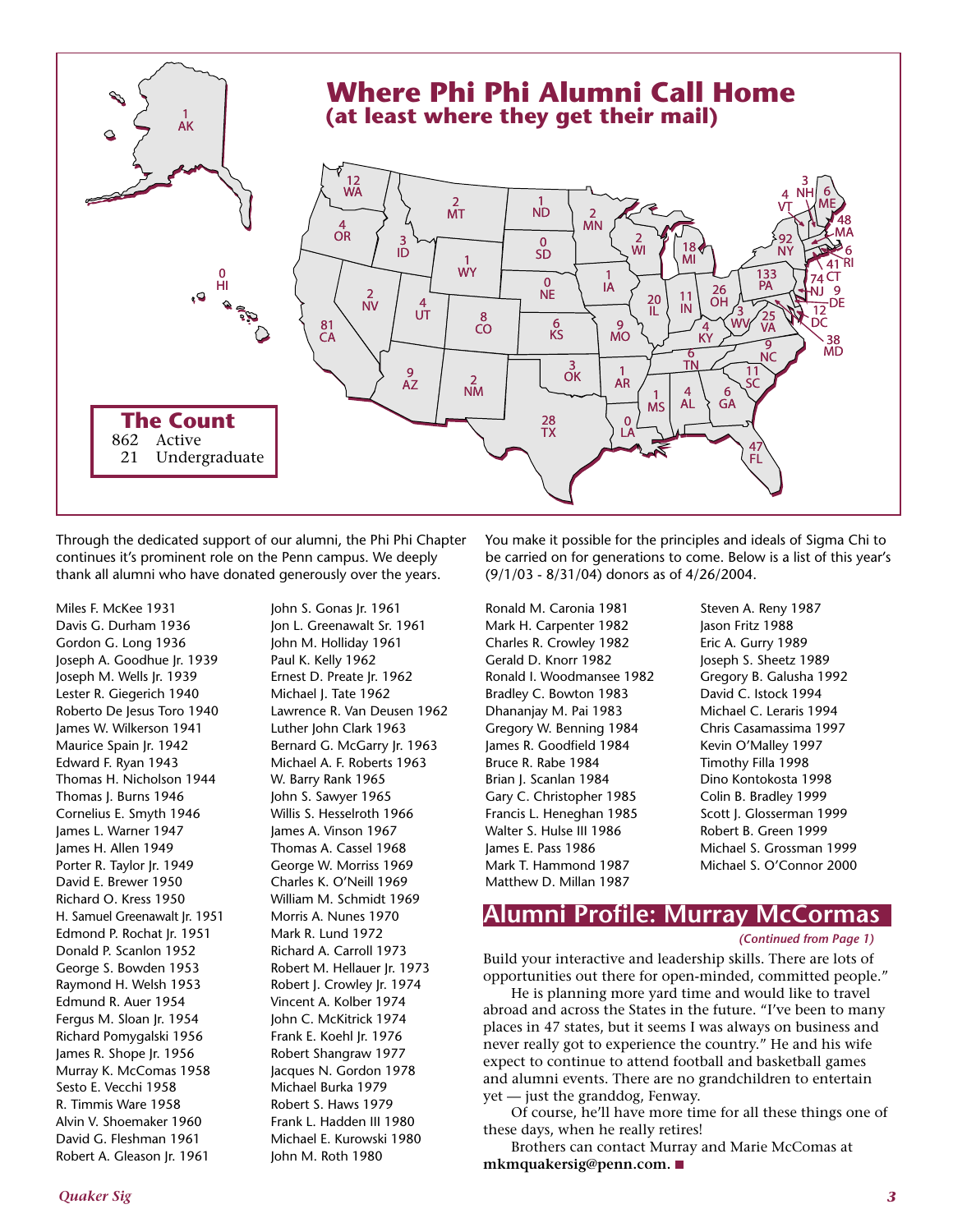# Where Phi Phi Alumni Call Home
## (at least where they get their mail)

| State | Count |
|---|---|
| AK | 1 |
| HI | 0 |
| WA | 12 |
| OR | 4 |
| CA | 81 |
| ID | 3 |
| NV | 2 |
| MT | 2 |
| WY | 1 |
| UT | 4 |
| AZ | 9 |
| CO | 8 |
| NM | 2 |
| ND | 1 |
| SD | 0 |
| NE | 0 |
| KS | 6 |
| OK | 3 |
| TX | 28 |
| MN | 2 |
| IA | 1 |
| MO | 9 |
| AR | 1 |
| LA | 0 |
| WI | 2 |
| IL | 20 |
| MS | 1 |
| MI | 18 |
| IN | 11 |
| KY | 4 |
| TN | 6 |
| AL | 4 |
| OH | 26 |
| GA | 6 |
| FL | 47 |
| WV | 3 |
| VA | 25 |
| NC | 9 |
| SC | 11 |
| PA | 133 |
| NY | 92 |
| VT | 4 |
| NH | 3 |
| ME | 6 |
| MA | 48 |
| RI | 6 |
| CT | 41 |
| NJ | 74 |
| DE | 9 |
| DC | 12 |
| MD | 38 |

**The Count**

862 Active
21 Undergraduate

Through the dedicated support of our alumni, the Phi Phi Chapter continues it's prominent role on the Penn campus. We deeply thank all alumni who have donated generously over the years. You make it possible for the principles and ideals of Sigma Chi to be carried on for generations to come. Below is a list of this year's (9/1/03 - 8/31/04) donors as of 4/26/2004.

Miles F. McKee 1931
Davis G. Durham 1936
Gordon G. Long 1936
Joseph A. Goodhue Jr. 1939
Joseph M. Wells Jr. 1939
Lester R. Giegerich 1940
Roberto De Jesus Toro 1940
James W. Wilkerson 1941
Maurice Spain Jr. 1942
Edward F. Ryan 1943
Thomas H. Nicholson 1944
Thomas J. Burns 1946
Cornelius E. Smyth 1946
James L. Warner 1947
James H. Allen 1949
Porter R. Taylor Jr. 1949
David E. Brewer 1950
Richard O. Kress 1950
H. Samuel Greenawalt Jr. 1951
Edmond P. Rochat Jr. 1951
Donald P. Scanlon 1952
George S. Bowden 1953
Raymond H. Welsh 1953
Edmund R. Auer 1954
Fergus M. Sloan Jr. 1954
Richard Pomygalski 1956
James R. Shope Jr. 1956
Murray K. McComas 1958
Sesto E. Vecchi 1958
R. Timmis Ware 1958
Alvin V. Shoemaker 1960
David G. Fleshman 1961
Robert A. Gleason Jr. 1961
John S. Gonas Jr. 1961
Jon L. Greenawalt Sr. 1961
John M. Holliday 1961
Paul K. Kelly 1962
Ernest D. Preate Jr. 1962
Michael J. Tate 1962
Lawrence R. Van Deusen 1962
Luther John Clark 1963
Bernard G. McGarry Jr. 1963
Michael A. F. Roberts 1963
W. Barry Rank 1965
John S. Sawyer 1965
Willis S. Hesselroth 1966
James A. Vinson 1967
Thomas A. Cassel 1968
George W. Morriss 1969
Charles K. O'Neill 1969
William M. Schmidt 1969
Morris A. Nunes 1970
Mark R. Lund 1972
Richard A. Carroll 1973
Robert M. Hellauer Jr. 1973
Robert J. Crowley Jr. 1974
Vincent A. Kolber 1974
John C. McKitrick 1974
Frank E. Koehl Jr. 1976
Robert Shangraw 1977
Jacques N. Gordon 1978
Michael Burka 1979
Robert S. Haws 1979
Frank L. Hadden III 1980
Michael E. Kurowski 1980
John M. Roth 1980
Ronald M. Caronia 1981
Mark H. Carpenter 1982
Charles R. Crowley 1982
Gerald D. Knorr 1982
Ronald I. Woodmansee 1982
Bradley C. Bowton 1983
Dhananjay M. Pai 1983
Gregory W. Benning 1984
James R. Goodfield 1984
Bruce R. Rabe 1984
Brian J. Scanlan 1984
Gary C. Christopher 1985
Francis L. Heneghan 1985
Walter S. Hulse III 1986
James E. Pass 1986
Mark T. Hammond 1987
Matthew D. Millan 1987
Steven A. Reny 1987
Jason Fritz 1988
Eric A. Gurry 1989
Joseph S. Sheetz 1989
Gregory B. Galusha 1992
David C. Istock 1994
Michael C. Leraris 1994
Chris Casamassima 1997
Kevin O'Malley 1997
Timothy Filla 1998
Dino Kontokosta 1998
Colin B. Bradley 1999
Scott J. Glosserman 1999
Robert B. Green 1999
Michael S. Grossman 1999
Michael S. O'Connor 2000

## Alumni Profile: Murray McCormas

*(Continued from Page 1)*

Build your interactive and leadership skills. There are lots of opportunities out there for open-minded, committed people."

He is planning more yard time and would like to travel abroad and across the States in the future. "I've been to many places in 47 states, but it seems I was always on business and never really got to experience the country." He and his wife expect to continue to attend football and basketball games and alumni events. There are no grandchildren to entertain yet — just the granddog, Fenway.

Of course, he'll have more time for all these things one of these days, when he really retires!

Brothers can contact Murray and Marie McComas at **mkmquakersig@penn.com.** ■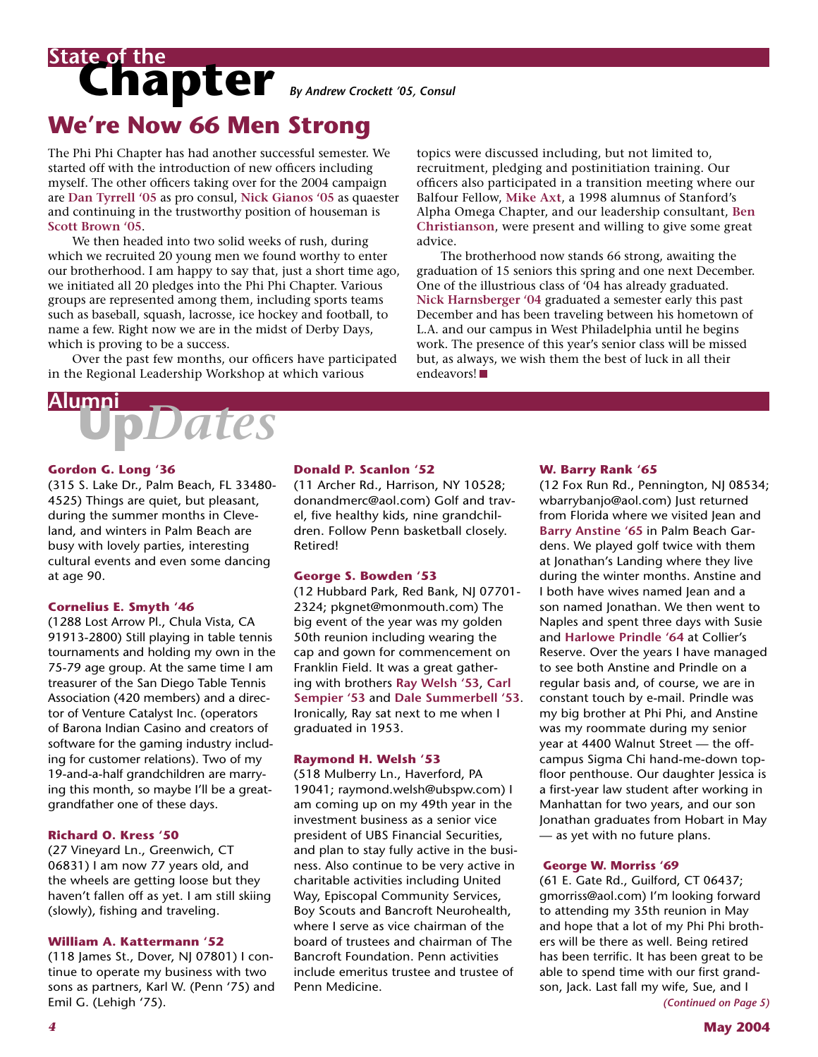# State of the Chapter

*By Andrew Crockett '05, Consul*

## We're Now 66 Men Strong

The Phi Phi Chapter has had another successful semester. We started off with the introduction of new officers including myself. The other officers taking over for the 2004 campaign are **Dan Tyrrell '05** as pro consul, **Nick Gianos '05** as quaester and continuing in the trustworthy position of houseman is **Scott Brown '05**.

We then headed into two solid weeks of rush, during which we recruited 20 young men we found worthy to enter our brotherhood. I am happy to say that, just a short time ago, we initiated all 20 pledges into the Phi Phi Chapter. Various groups are represented among them, including sports teams such as baseball, squash, lacrosse, ice hockey and football, to name a few. Right now we are in the midst of Derby Days, which is proving to be a success.

Over the past few months, our officers have participated in the Regional Leadership Workshop at which various topics were discussed including, but not limited to, recruitment, pledging and postinitiation training. Our officers also participated in a transition meeting where our Balfour Fellow, **Mike Axt**, a 1998 alumnus of Stanford's Alpha Omega Chapter, and our leadership consultant, **Ben Christianson**, were present and willing to give some great advice.

The brotherhood now stands 66 strong, awaiting the graduation of 15 seniors this spring and one next December. One of the illustrious class of '04 has already graduated. **Nick Harnsberger '04** graduated a semester early this past December and has been traveling between his hometown of L.A. and our campus in West Philadelphia until he begins work. The presence of this year's senior class will be missed but, as always, we wish them the best of luck in all their endeavors! ■

# Alumni UpDates

**Gordon G. Long '36**
(315 S. Lake Dr., Palm Beach, FL 33480-4525) Things are quiet, but pleasant, during the summer months in Cleveland, and winters in Palm Beach are busy with lovely parties, interesting cultural events and even some dancing at age 90.

**Cornelius E. Smyth '46**
(1288 Lost Arrow Pl., Chula Vista, CA 91913-2800) Still playing in table tennis tournaments and holding my own in the 75-79 age group. At the same time I am treasurer of the San Diego Table Tennis Association (420 members) and a director of Venture Catalyst Inc. (operators of Barona Indian Casino and creators of software for the gaming industry including for customer relations). Two of my 19-and-a-half grandchildren are marrying this month, so maybe I'll be a great-grandfather one of these days.

**Richard O. Kress '50**
(27 Vineyard Ln., Greenwich, CT 06831) I am now 77 years old, and the wheels are getting loose but they haven't fallen off as yet. I am still skiing (slowly), fishing and traveling.

**William A. Kattermann '52**
(118 James St., Dover, NJ 07801) I continue to operate my business with two sons as partners, Karl W. (Penn '75) and Emil G. (Lehigh '75).

**Donald P. Scanlon '52**
(11 Archer Rd., Harrison, NY 10528; donandmerc@aol.com) Golf and travel, five healthy kids, nine grandchildren. Follow Penn basketball closely. Retired!

**George S. Bowden '53**
(12 Hubbard Park, Red Bank, NJ 07701-2324; pkgnet@monmouth.com) The big event of the year was my golden 50th reunion including wearing the cap and gown for commencement on Franklin Field. It was a great gathering with brothers **Ray Welsh '53**, **Carl Sempier '53** and **Dale Summerbell '53**. Ironically, Ray sat next to me when I graduated in 1953.

**Raymond H. Welsh '53**
(518 Mulberry Ln., Haverford, PA 19041; raymond.welsh@ubspw.com) I am coming up on my 49th year in the investment business as a senior vice president of UBS Financial Securities, and plan to stay fully active in the business. Also continue to be very active in charitable activities including United Way, Episcopal Community Services, Boy Scouts and Bancroft Neurohealth, where I serve as vice chairman of the board of trustees and chairman of The Bancroft Foundation. Penn activities include emeritus trustee and trustee of Penn Medicine.

**W. Barry Rank '65**
(12 Fox Run Rd., Pennington, NJ 08534; wbarrybanjo@aol.com) Just returned from Florida where we visited Jean and **Barry Anstine '65** in Palm Beach Gardens. We played golf twice with them at Jonathan's Landing where they live during the winter months. Anstine and I both have wives named Jean and a son named Jonathan. We then went to Naples and spent three days with Susie and **Harlowe Prindle '64** at Collier's Reserve. Over the years I have managed to see both Anstine and Prindle on a regular basis and, of course, we are in constant touch by e-mail. Prindle was my big brother at Phi Phi, and Anstine was my roommate during my senior year at 4400 Walnut Street — the off-campus Sigma Chi hand-me-down top-floor penthouse. Our daughter Jessica is a first-year law student after working in Manhattan for two years, and our son Jonathan graduates from Hobart in May — as yet with no future plans.

**George W. Morriss '69**
(61 E. Gate Rd., Guilford, CT 06437; gmorriss@aol.com) I'm looking forward to attending my 35th reunion in May and hope that a lot of my Phi Phi brothers will be there as well. Being retired has been terrific. It has been great to be able to spend time with our first grandson, Jack. Last fall my wife, Sue, and I

*(Continued on Page 5)*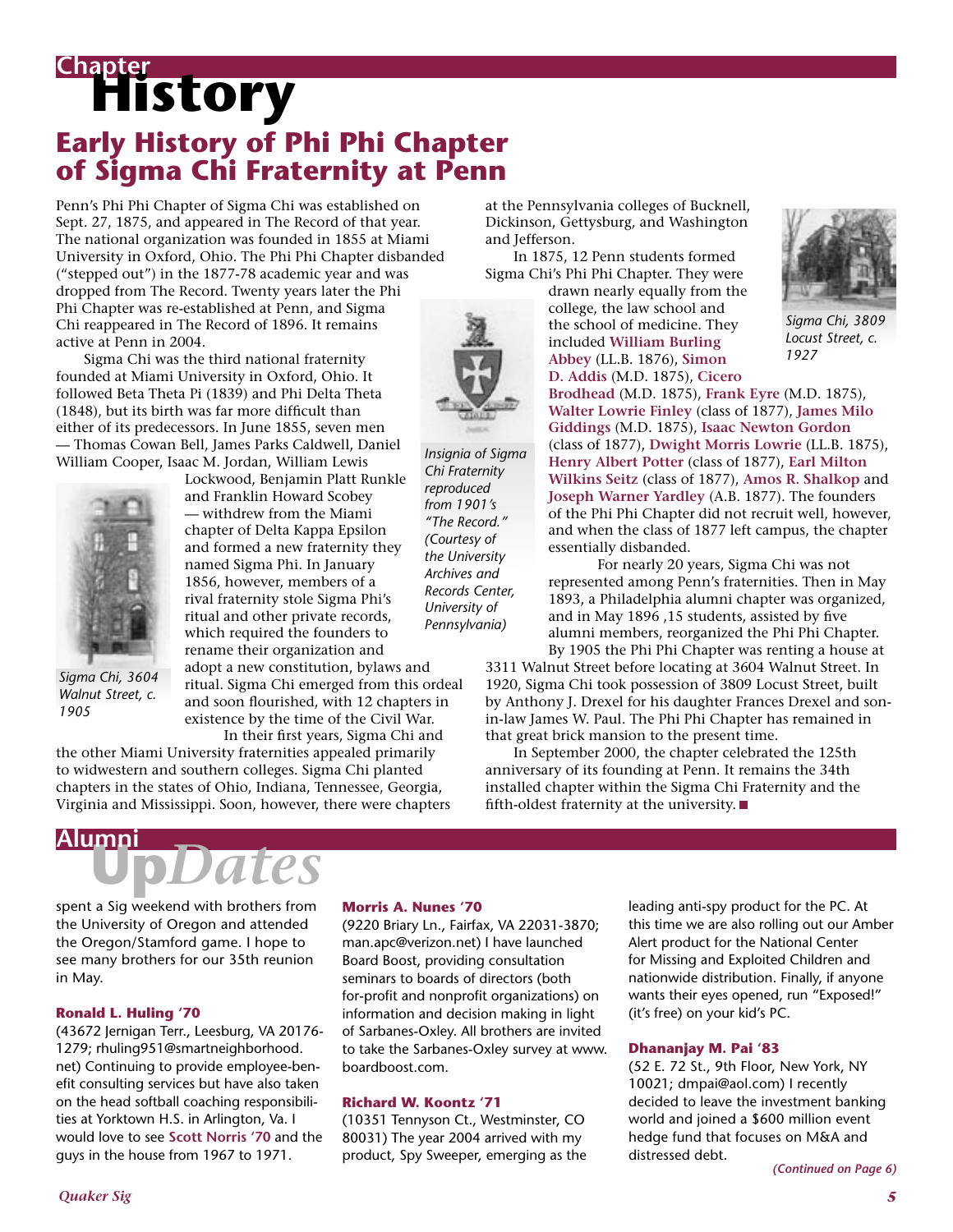# Chapter History

## Early History of Phi Phi Chapter of Sigma Chi Fraternity at Penn

Penn's Phi Phi Chapter of Sigma Chi was established on Sept. 27, 1875, and appeared in The Record of that year. The national organization was founded in 1855 at Miami University in Oxford, Ohio. The Phi Phi Chapter disbanded ("stepped out") in the 1877-78 academic year and was dropped from The Record. Twenty years later the Phi Phi Chapter was re-established at Penn, and Sigma Chi reappeared in The Record of 1896. It remains active at Penn in 2004.

Sigma Chi was the third national fraternity founded at Miami University in Oxford, Ohio. It followed Beta Theta Pi (1839) and Phi Delta Theta (1848), but its birth was far more difficult than either of its predecessors. In June 1855, seven men — Thomas Cowan Bell, James Parks Caldwell, Daniel William Cooper, Isaac M. Jordan, William Lewis Lockwood, Benjamin Platt Runkle and Franklin Howard Scobey — withdrew from the Miami chapter of Delta Kappa Epsilon and formed a new fraternity they named Sigma Phi. In January 1856, however, members of a rival fraternity stole Sigma Phi's ritual and other private records, which required the founders to rename their organization and adopt a new constitution, bylaws and ritual. Sigma Chi emerged from this ordeal and soon flourished, with 12 chapters in existence by the time of the Civil War.

*Sigma Chi, 3604 Walnut Street, c. 1905*

In their first years, Sigma Chi and the other Miami University fraternities appealed primarily to widwestern and southern colleges. Sigma Chi planted chapters in the states of Ohio, Indiana, Tennessee, Georgia, Virginia and Mississippi. Soon, however, there were chapters at the Pennsylvania colleges of Bucknell, Dickinson, Gettysburg, and Washington and Jefferson.

*Insignia of Sigma Chi Fraternity reproduced from 1901's "The Record." (Courtesy of the University Archives and Records Center, University of Pennsylvania)*

In 1875, 12 Penn students formed Sigma Chi's Phi Phi Chapter. They were drawn nearly equally from the college, the law school and the school of medicine. They included **William Burling Abbey** (LL.B. 1876), **Simon D. Addis** (M.D. 1875), **Cicero Brodhead** (M.D. 1875), **Frank Eyre** (M.D. 1875), **Walter Lowrie Finley** (class of 1877), **James Milo Giddings** (M.D. 1875), **Isaac Newton Gordon** (class of 1877), **Dwight Morris Lowrie** (LL.B. 1875), **Henry Albert Potter** (class of 1877), **Earl Milton Wilkins Seitz** (class of 1877), **Amos R. Shalkop** and **Joseph Warner Yardley** (A.B. 1877). The founders of the Phi Phi Chapter did not recruit well, however, and when the class of 1877 left campus, the chapter essentially disbanded.

*Sigma Chi, 3809 Locust Street, c. 1927*

For nearly 20 years, Sigma Chi was not represented among Penn's fraternities. Then in May 1893, a Philadelphia alumni chapter was organized, and in May 1896 ,15 students, assisted by five alumni members, reorganized the Phi Phi Chapter. By 1905 the Phi Phi Chapter was renting a house at 3311 Walnut Street before locating at 3604 Walnut Street. In 1920, Sigma Chi took possession of 3809 Locust Street, built by Anthony J. Drexel for his daughter Frances Drexel and son-in-law James W. Paul. The Phi Phi Chapter has remained in that great brick mansion to the present time.

In September 2000, the chapter celebrated the 125th anniversary of its founding at Penn. It remains the 34th installed chapter within the Sigma Chi Fraternity and the fifth-oldest fraternity at the university. ■

# Alumni UpDates

spent a Sig weekend with brothers from the University of Oregon and attended the Oregon/Stamford game. I hope to see many brothers for our 35th reunion in May.

**Ronald L. Huling '70**
(43672 Jernigan Terr., Leesburg, VA 20176-1279; rhuling951@smartneighborhood.net) Continuing to provide employee-benefit consulting services but have also taken on the head softball coaching responsibilities at Yorktown H.S. in Arlington, Va. I would love to see **Scott Norris '70** and the guys in the house from 1967 to 1971.

**Morris A. Nunes '70**
(9220 Briary Ln., Fairfax, VA 22031-3870; man.apc@verizon.net) I have launched Board Boost, providing consultation seminars to boards of directors (both for-profit and nonprofit organizations) on information and decision making in light of Sarbanes-Oxley. All brothers are invited to take the Sarbanes-Oxley survey at www.boardboost.com.

**Richard W. Koontz '71**
(10351 Tennyson Ct., Westminster, CO 80031) The year 2004 arrived with my product, Spy Sweeper, emerging as the leading anti-spy product for the PC. At this time we are also rolling out our Amber Alert product for the National Center for Missing and Exploited Children and nationwide distribution. Finally, if anyone wants their eyes opened, run "Exposed!" (it's free) on your kid's PC.

**Dhananjay M. Pai '83**
(52 E. 72 St., 9th Floor, New York, NY 10021; dmpai@aol.com) I recently decided to leave the investment banking world and joined a $600 million event hedge fund that focuses on M&A and distressed debt.

*(Continued on Page 6)*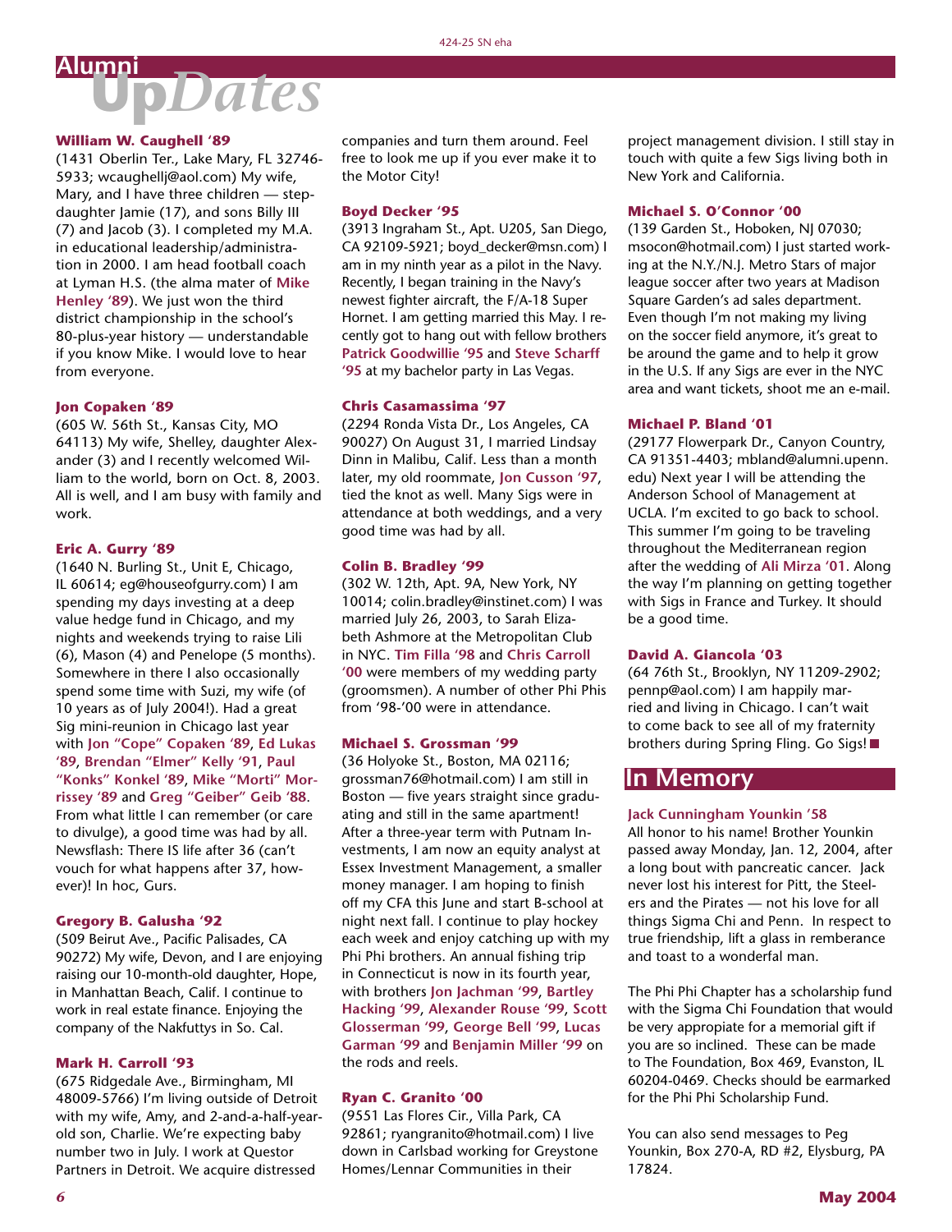# Alumni UpDates

**William W. Caughell '89**
(1431 Oberlin Ter., Lake Mary, FL 32746-5933; wcaughellj@aol.com) My wife, Mary, and I have three children — step-daughter Jamie (17), and sons Billy III (7) and Jacob (3). I completed my M.A. in educational leadership/administration in 2000. I am head football coach at Lyman H.S. (the alma mater of **Mike Henley '89**). We just won the third district championship in the school's 80-plus-year history — understandable if you know Mike. I would love to hear from everyone.

**Jon Copaken '89**
(605 W. 56th St., Kansas City, MO 64113) My wife, Shelley, daughter Alexander (3) and I recently welcomed William to the world, born on Oct. 8, 2003. All is well, and I am busy with family and work.

**Eric A. Gurry '89**
(1640 N. Burling St., Unit E, Chicago, IL 60614; eg@houseofgurry.com) I am spending my days investing at a deep value hedge fund in Chicago, and my nights and weekends trying to raise Lili (6), Mason (4) and Penelope (5 months). Somewhere in there I also occasionally spend some time with Suzi, my wife (of 10 years as of July 2004!). Had a great Sig mini-reunion in Chicago last year with **Jon "Cope" Copaken '89**, **Ed Lukas '89**, **Brendan "Elmer" Kelly '91**, **Paul "Konks" Konkel '89**, **Mike "Morti" Morrissey '89** and **Greg "Geiber" Geib '88**. From what little I can remember (or care to divulge), a good time was had by all. Newsflash: There IS life after 36 (can't vouch for what happens after 37, however)! In hoc, Gurs.

**Gregory B. Galusha '92**
(509 Beirut Ave., Pacific Palisades, CA 90272) My wife, Devon, and I are enjoying raising our 10-month-old daughter, Hope, in Manhattan Beach, Calif. I continue to work in real estate finance. Enjoying the company of the Nakfuttys in So. Cal.

**Mark H. Carroll '93**
(675 Ridgedale Ave., Birmingham, MI 48009-5766) I'm living outside of Detroit with my wife, Amy, and 2-and-a-half-year-old son, Charlie. We're expecting baby number two in July. I work at Questor Partners in Detroit. We acquire distressed companies and turn them around. Feel free to look me up if you ever make it to the Motor City!

**Boyd Decker '95**
(3913 Ingraham St., Apt. U205, San Diego, CA 92109-5921; boyd_decker@msn.com) I am in my ninth year as a pilot in the Navy. Recently, I began training in the Navy's newest fighter aircraft, the F/A-18 Super Hornet. I am getting married this May. I recently got to hang out with fellow brothers **Patrick Goodwillie '95** and **Steve Scharff '95** at my bachelor party in Las Vegas.

**Chris Casamassima '97**
(2294 Ronda Vista Dr., Los Angeles, CA 90027) On August 31, I married Lindsay Dinn in Malibu, Calif. Less than a month later, my old roommate, **Jon Cusson '97**, tied the knot as well. Many Sigs were in attendance at both weddings, and a very good time was had by all.

**Colin B. Bradley '99**
(302 W. 12th, Apt. 9A, New York, NY 10014; colin.bradley@instinet.com) I was married July 26, 2003, to Sarah Elizabeth Ashmore at the Metropolitan Club in NYC. **Tim Filla '98** and **Chris Carroll '00** were members of my wedding party (groomsmen). A number of other Phi Phis from '98-'00 were in attendance.

**Michael S. Grossman '99**
(36 Holyoke St., Boston, MA 02116; grossman76@hotmail.com) I am still in Boston — five years straight since graduating and still in the same apartment! After a three-year term with Putnam Investments, I am now an equity analyst at Essex Investment Management, a smaller money manager. I am hoping to finish off my CFA this June and start B-school at night next fall. I continue to play hockey each week and enjoy catching up with my Phi Phi brothers. An annual fishing trip in Connecticut is now in its fourth year, with brothers **Jon Jachman '99**, **Bartley Hacking '99**, **Alexander Rouse '99**, **Scott Glosserman '99**, **George Bell '99**, **Lucas Garman '99** and **Benjamin Miller '99** on the rods and reels.

**Ryan C. Granito '00**
(9551 Las Flores Cir., Villa Park, CA 92861; ryangranito@hotmail.com) I live down in Carlsbad working for Greystone Homes/Lennar Communities in their project management division. I still stay in touch with quite a few Sigs living both in New York and California.

**Michael S. O'Connor '00**
(139 Garden St., Hoboken, NJ 07030; msocon@hotmail.com) I just started working at the N.Y./N.J. Metro Stars of major league soccer after two years at Madison Square Garden's ad sales department. Even though I'm not making my living on the soccer field anymore, it's great to be around the game and to help it grow in the U.S. If any Sigs are ever in the NYC area and want tickets, shoot me an e-mail.

**Michael P. Bland '01**
(29177 Flowerpark Dr., Canyon Country, CA 91351-4403; mbland@alumni.upenn.edu) Next year I will be attending the Anderson School of Management at UCLA. I'm excited to go back to school. This summer I'm going to be traveling throughout the Mediterranean region after the wedding of **Ali Mirza '01**. Along the way I'm planning on getting together with Sigs in France and Turkey. It should be a good time.

**David A. Giancola '03**
(64 76th St., Brooklyn, NY 11209-2902; pennp@aol.com) I am happily married and living in Chicago. I can't wait to come back to see all of my fraternity brothers during Spring Fling. Go Sigs! ■

## In Memory

**Jack Cunningham Younkin '58**
All honor to his name! Brother Younkin passed away Monday, Jan. 12, 2004, after a long bout with pancreatic cancer. Jack never lost his interest for Pitt, the Steelers and the Pirates — not his love for all things Sigma Chi and Penn. In respect to true friendship, lift a glass in remberance and toast to a wonderfal man.

The Phi Phi Chapter has a scholarship fund with the Sigma Chi Foundation that would be very appopiate for a memorial gift if you are so inclined. These can be made to The Foundation, Box 469, Evanston, IL 60204-0469. Checks should be earmarked for the Phi Phi Scholarship Fund.

You can also send messages to Peg Younkin, Box 270-A, RD #2, Elysburg, PA 17824.